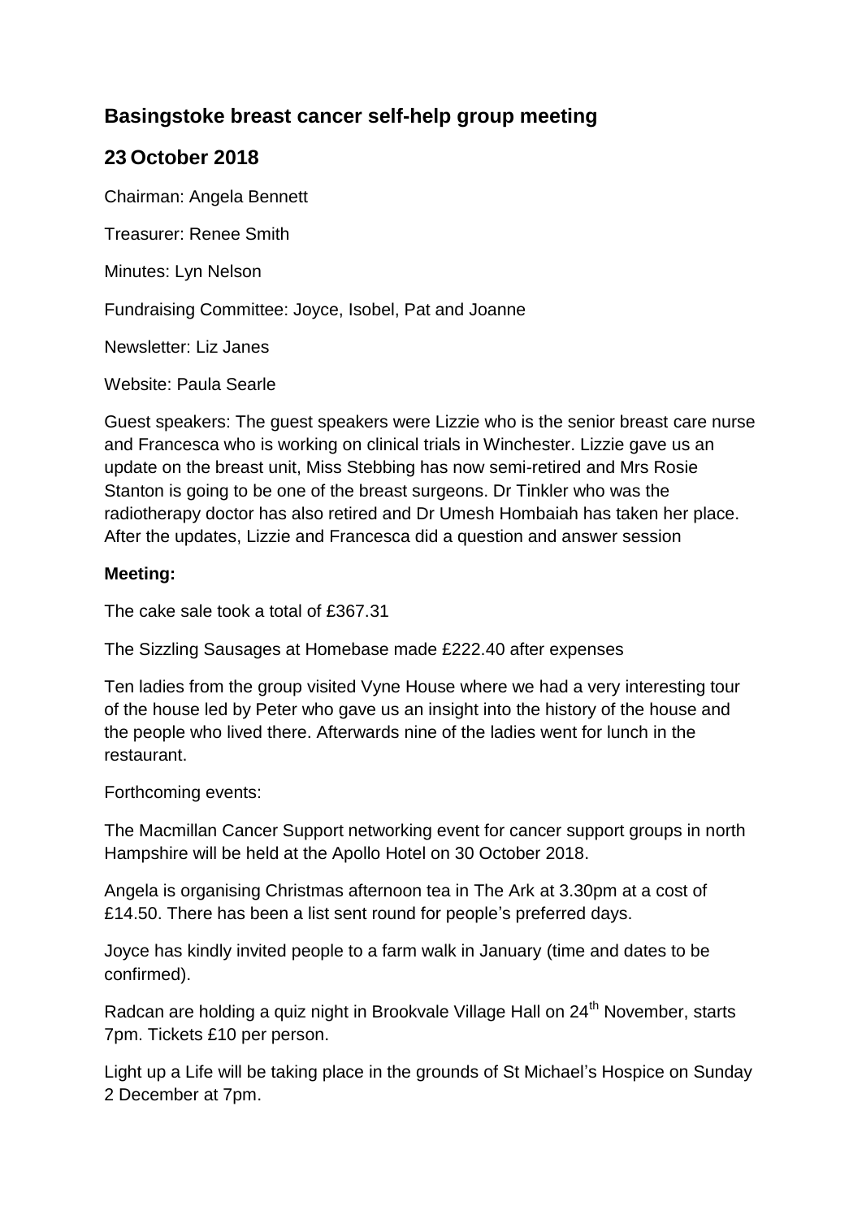## Basingstoke breast cancer self-help group meeting

## 23 October 2018

Chairman: Angela Bennett

Treasurer: Renee Smith

Minutes: Lyn Nelson

Fundraising Committee: Joyce, Isobel, Pat and Joanne

Newsletter: Liz Janes

Website: Paula Searle

Guest speakers: The guest speakers were Lizzie who is the senior breast care nurse and Francesca who is working on clinical trials in Winchester. Lizzie gave us an update on the breast unit, Miss Stebbing has now semi-retired and Mrs Rosie Stanton is going to be one of the breast surgeons. Dr Tinkler who was the radiotherapy doctor has also retired and Dr Umesh Hombaiah has taken her place. After the updates, Lizzie and Francesca did a question and answer session

**Meeting:**

The cake sale took a total of £367.31

The Sizzling Sausages at Homebase made £222.40 after expenses

Ten ladies from the group visited Vyne House where we had a very interesting tour of the house led by Peter who gave us an insight into the history of the house and the people who lived there. Afterwards nine of the ladies went for lunch in the restaurant.

Forthcoming events:

The Macmillan Cancer Support networking event for cancer support groups in north Hampshire will be held at the Apollo Hotel on 30 October 2018.

Angela is organising Christmas afternoon tea in The Ark at 3.30pm at a cost of £14.50. There has been a list sent round for people's preferred days.

Joyce has kindly invited people to a farm walk in January (time and dates to be confirmed).

Radcan are holding a quiz night in Brookvale Village Hall on 24th November, starts 7pm. Tickets £10 per person.

Light up a Life will be taking place in the grounds of St Michael's Hospice on Sunday 2 December at 7pm.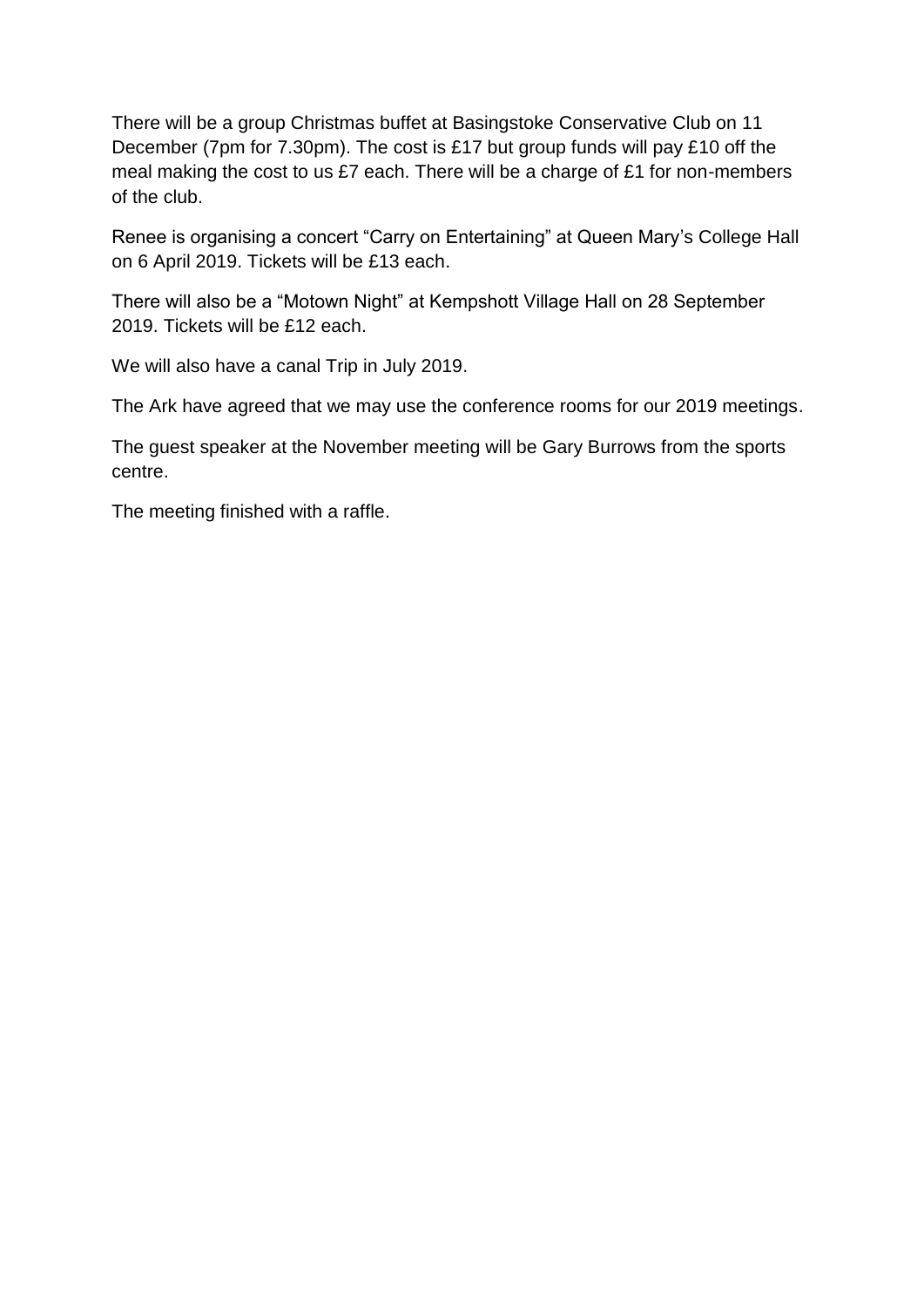There will be a group Christmas buffet at Basingstoke Conservative Club on 11 December (7pm for 7.30pm). The cost is £17 but group funds will pay £10 off the meal making the cost to us £7 each. There will be a charge of £1 for non-members of the club.

Renee is organising a concert “Carry on Entertaining” at Queen Mary’s College Hall on 6 April 2019. Tickets will be £13 each.

There will also be a “Motown Night” at Kempshott Village Hall on 28 September 2019. Tickets will be £12 each.

We will also have a canal Trip in July 2019.

The Ark have agreed that we may use the conference rooms for our 2019 meetings.

The guest speaker at the November meeting will be Gary Burrows from the sports centre.

The meeting finished with a raffle.